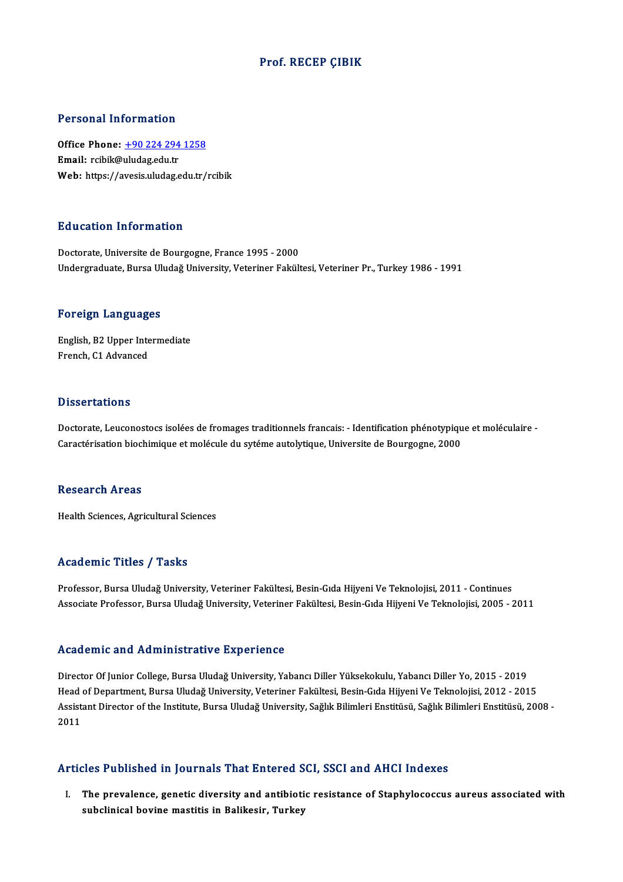# Prof. RECEP ÇIBIK

## Personal Information

**Office Phone:** +90 224 294 1258
**Email:** rcibik@uludag.edu.tr
**Web:** https://avesis.uludag.edu.tr/rcibik

## Education Information

Doctorate, Universite de Bourgogne, France 1995 - 2000
Undergraduate, Bursa Uludağ University, Veteriner Fakültesi, Veteriner Pr., Turkey 1986 - 1991

## Foreign Languages

English, B2 Upper Intermediate
French, C1 Advanced

## Dissertations

Doctorate, Leuconostocs isolées de fromages traditionnels francais: - Identification phénotypique et moléculaire - Caractérisation biochimique et molécule du sytéme autolytique, Universite de Bourgogne, 2000

## Research Areas

Health Sciences, Agricultural Sciences

## Academic Titles / Tasks

Professor, Bursa Uludağ University, Veteriner Fakültesi, Besin-Gıda Hijyeni Ve Teknolojisi, 2011 - Continues
Associate Professor, Bursa Uludağ University, Veteriner Fakültesi, Besin-Gıda Hijyeni Ve Teknolojisi, 2005 - 2011

## Academic and Administrative Experience

Director Of Junior College, Bursa Uludağ University, Yabancı Diller Yüksekokulu, Yabancı Diller Yo, 2015 - 2019
Head of Department, Bursa Uludağ University, Veteriner Fakültesi, Besin-Gıda Hijyeni Ve Teknolojisi, 2012 - 2015
Assistant Director of the Institute, Bursa Uludağ University, Sağlık Bilimleri Enstitüsü, Sağlık Bilimleri Enstitüsü, 2008 - 2011

## Articles Published in Journals That Entered SCI, SSCI and AHCI Indexes

I. **The prevalence, genetic diversity and antibiotic resistance of Staphylococcus aureus associated with subclinical bovine mastitis in Balikesir, Turkey**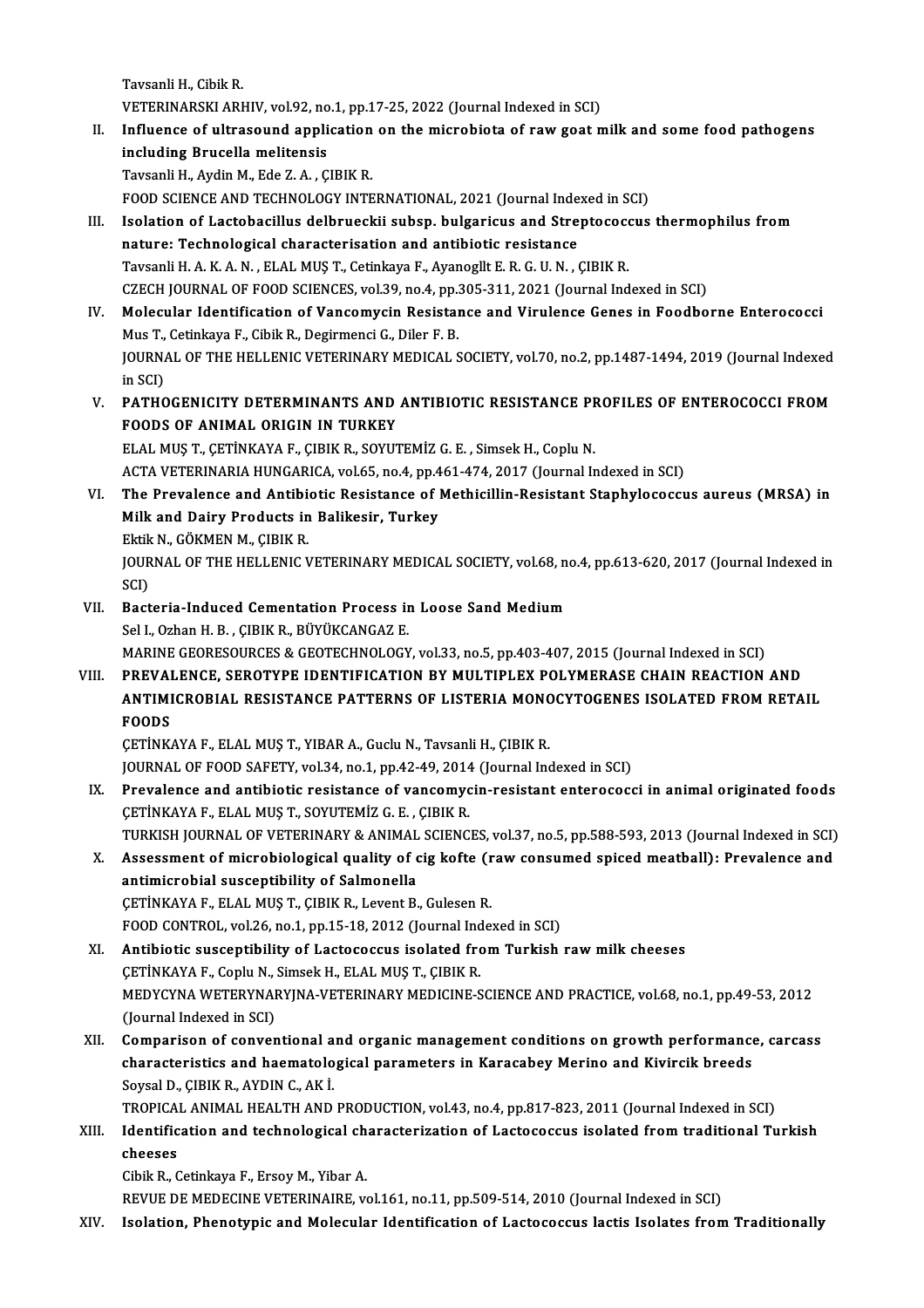Tavsanli H., Cibik R.

VETERINARSKI ARHIV, vol.92, no.1, pp.17-25, 2022 (Journal Indexed in SCI)

II. **Influence of ultrasound application on the microbiota of raw goat milk and some food pathogens including Brucella melitensis**
Tavsanli H., Aydin M., Ede Z. A. , ÇIBIK R.
FOOD SCIENCE AND TECHNOLOGY INTERNATIONAL, 2021 (Journal Indexed in SCI)

III. **Isolation of Lactobacillus delbrueckii subsp. bulgaricus and Streptococcus thermophilus from nature: Technological characterisation and antibiotic resistance**
Tavsanli H. A. K. A. N. , ELAL MUŞ T., Cetinkaya F., Ayanogllt E. R. G. U. N. , ÇIBIK R.
CZECH JOURNAL OF FOOD SCIENCES, vol.39, no.4, pp.305-311, 2021 (Journal Indexed in SCI)

IV. **Molecular Identification of Vancomycin Resistance and Virulence Genes in Foodborne Enterococci**
Mus T., Cetinkaya F., Cibik R., Degirmenci G., Diler F. B.
JOURNAL OF THE HELLENIC VETERINARY MEDICAL SOCIETY, vol.70, no.2, pp.1487-1494, 2019 (Journal Indexed in SCI)

V. **PATHOGENICITY DETERMINANTS AND ANTIBIOTIC RESISTANCE PROFILES OF ENTEROCOCCI FROM FOODS OF ANIMAL ORIGIN IN TURKEY**
ELAL MUŞ T., ÇETİNKAYA F., ÇIBIK R., SOYUTEMİZ G. E. , Simsek H., Coplu N.
ACTA VETERINARIA HUNGARICA, vol.65, no.4, pp.461-474, 2017 (Journal Indexed in SCI)

VI. **The Prevalence and Antibiotic Resistance of Methicillin-Resistant Staphylococcus aureus (MRSA) in Milk and Dairy Products in Balikesir, Turkey**
Ektik N., GÖKMEN M., ÇIBIK R.
JOURNAL OF THE HELLENIC VETERINARY MEDICAL SOCIETY, vol.68, no.4, pp.613-620, 2017 (Journal Indexed in SCI)

VII. **Bacteria-Induced Cementation Process in Loose Sand Medium**
Sel I., Ozhan H. B. , ÇIBIK R., BÜYÜKCANGAZ E.
MARINE GEORESOURCES & GEOTECHNOLOGY, vol.33, no.5, pp.403-407, 2015 (Journal Indexed in SCI)

VIII. **PREVALENCE, SEROTYPE IDENTIFICATION BY MULTIPLEX POLYMERASE CHAIN REACTION AND ANTIMICROBIAL RESISTANCE PATTERNS OF LISTERIA MONOCYTOGENES ISOLATED FROM RETAIL FOODS**
ÇETİNKAYA F., ELAL MUŞ T., YIBAR A., Guclu N., Tavsanli H., ÇIBIK R.
JOURNAL OF FOOD SAFETY, vol.34, no.1, pp.42-49, 2014 (Journal Indexed in SCI)

IX. **Prevalence and antibiotic resistance of vancomycin-resistant enterococci in animal originated foods**
ÇETİNKAYA F., ELAL MUŞ T., SOYUTEMİZ G. E. , ÇIBIK R.
TURKISH JOURNAL OF VETERINARY & ANIMAL SCIENCES, vol.37, no.5, pp.588-593, 2013 (Journal Indexed in SCI)

X. **Assessment of microbiological quality of cig kofte (raw consumed spiced meatball): Prevalence and antimicrobial susceptibility of Salmonella**
ÇETİNKAYA F., ELAL MUŞ T., ÇIBIK R., Levent B., Gulesen R.
FOOD CONTROL, vol.26, no.1, pp.15-18, 2012 (Journal Indexed in SCI)

XI. **Antibiotic susceptibility of Lactococcus isolated from Turkish raw milk cheeses**
ÇETİNKAYA F., Coplu N., Simsek H., ELAL MUŞ T., ÇIBIK R.
MEDYCYNA WETERYNARYJNA-VETERINARY MEDICINE-SCIENCE AND PRACTICE, vol.68, no.1, pp.49-53, 2012 (Journal Indexed in SCI)

XII. **Comparison of conventional and organic management conditions on growth performance, carcass characteristics and haematological parameters in Karacabey Merino and Kivircik breeds**
Soysal D., ÇIBIK R., AYDIN C., AK İ.
TROPICAL ANIMAL HEALTH AND PRODUCTION, vol.43, no.4, pp.817-823, 2011 (Journal Indexed in SCI)

XIII. **Identification and technological characterization of Lactococcus isolated from traditional Turkish cheeses**
Cibik R., Cetinkaya F., Ersoy M., Yibar A.
REVUE DE MEDECINE VETERINAIRE, vol.161, no.11, pp.509-514, 2010 (Journal Indexed in SCI)

XIV. **Isolation, Phenotypic and Molecular Identification of Lactococcus lactis Isolates from Traditionally**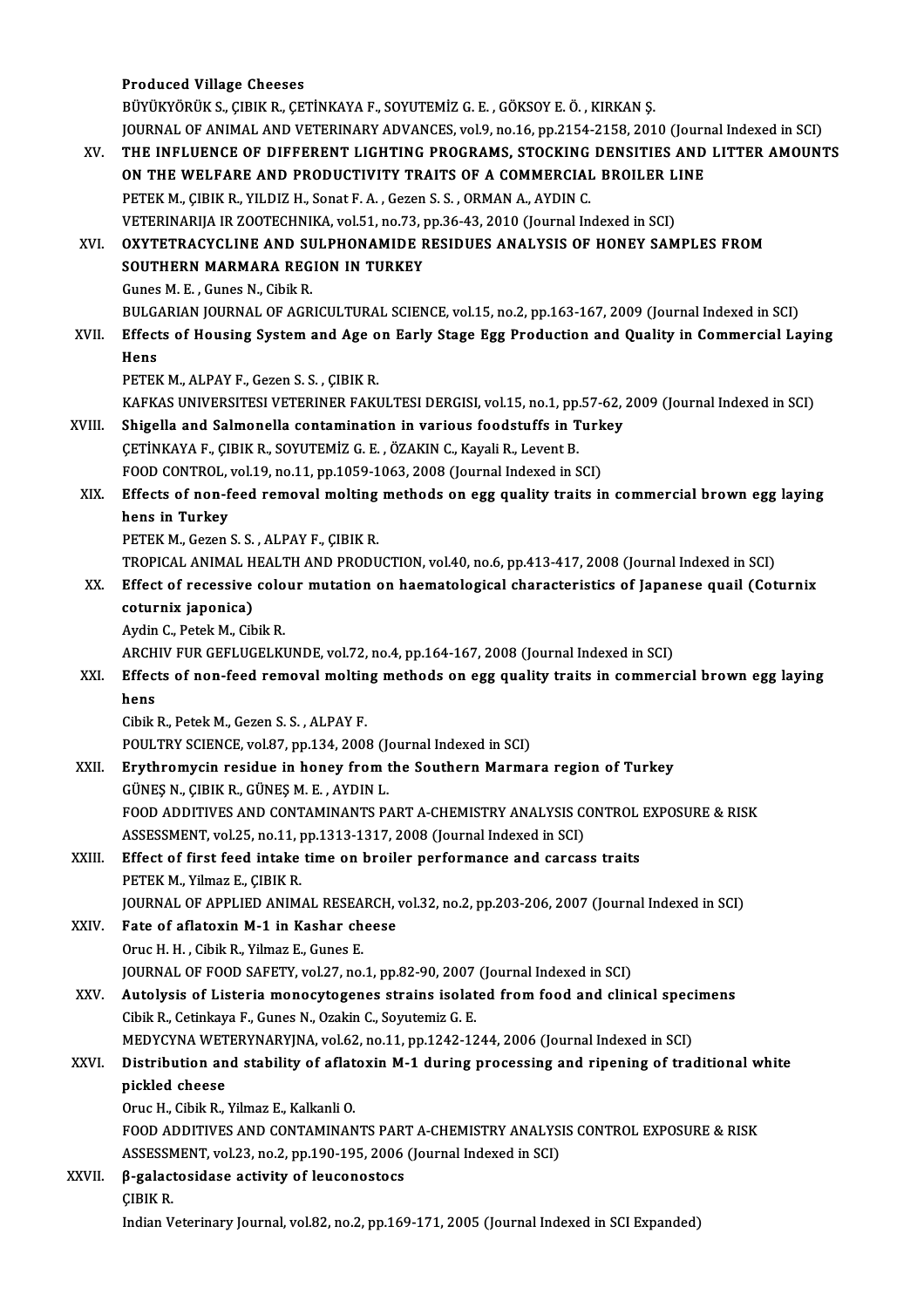Produced Village Cheeses
BÜYÜKYÖRÜK S., ÇIBIK R., ÇETİNKAYA F., SOYUTEMİZ G. E. , GÖKSOY E. Ö. , KIRKAN Ş.
JOURNAL OF ANIMAL AND VETERINARY ADVANCES, vol.9, no.16, pp.2154-2158, 2010 (Journal Indexed in SCI)

XV. **THE INFLUENCE OF DIFFERENT LIGHTING PROGRAMS, STOCKING DENSITIES AND LITTER AMOUNTS ON THE WELFARE AND PRODUCTIVITY TRAITS OF A COMMERCIAL BROILER LINE**
PETEK M., ÇIBIK R., YILDIZ H., Sonat F. A. , Gezen S. S. , ORMAN A., AYDIN C.
VETERINARIJA IR ZOOTECHNIKA, vol.51, no.73, pp.36-43, 2010 (Journal Indexed in SCI)

XVI. **OXYTETRACYCLINE AND SULPHONAMIDE RESIDUES ANALYSIS OF HONEY SAMPLES FROM SOUTHERN MARMARA REGION IN TURKEY**
Gunes M. E. , Gunes N., Cibik R.
BULGARIAN JOURNAL OF AGRICULTURAL SCIENCE, vol.15, no.2, pp.163-167, 2009 (Journal Indexed in SCI)

XVII. **Effects of Housing System and Age on Early Stage Egg Production and Quality in Commercial Laying Hens**
PETEK M., ALPAY F., Gezen S. S. , ÇIBIK R.
KAFKAS UNIVERSITESI VETERINER FAKULTESI DERGISI, vol.15, no.1, pp.57-62, 2009 (Journal Indexed in SCI)

XVIII. **Shigella and Salmonella contamination in various foodstuffs in Turkey**
ÇETİNKAYA F., ÇIBIK R., SOYUTEMİZ G. E. , ÖZAKIN C., Kayali R., Levent B.
FOOD CONTROL, vol.19, no.11, pp.1059-1063, 2008 (Journal Indexed in SCI)

XIX. **Effects of non-feed removal molting methods on egg quality traits in commercial brown egg laying hens in Turkey**
PETEK M., Gezen S. S. , ALPAY F., ÇIBIK R.
TROPICAL ANIMAL HEALTH AND PRODUCTION, vol.40, no.6, pp.413-417, 2008 (Journal Indexed in SCI)

XX. **Effect of recessive colour mutation on haematological characteristics of Japanese quail (Coturnix coturnix japonica)**
Aydin C., Petek M., Cibik R.
ARCHIV FUR GEFLUGELKUNDE, vol.72, no.4, pp.164-167, 2008 (Journal Indexed in SCI)

XXI. **Effects of non-feed removal molting methods on egg quality traits in commercial brown egg laying hens**
Cibik R., Petek M., Gezen S. S. , ALPAY F.
POULTRY SCIENCE, vol.87, pp.134, 2008 (Journal Indexed in SCI)

XXII. **Erythromycin residue in honey from the Southern Marmara region of Turkey**
GÜNEŞ N., ÇIBIK R., GÜNEŞ M. E. , AYDIN L.
FOOD ADDITIVES AND CONTAMINANTS PART A-CHEMISTRY ANALYSIS CONTROL EXPOSURE & RISK ASSESSMENT, vol.25, no.11, pp.1313-1317, 2008 (Journal Indexed in SCI)

XXIII. **Effect of first feed intake time on broiler performance and carcass traits**
PETEK M., Yilmaz E., ÇIBIK R.
JOURNAL OF APPLIED ANIMAL RESEARCH, vol.32, no.2, pp.203-206, 2007 (Journal Indexed in SCI)

XXIV. **Fate of aflatoxin M-1 in Kashar cheese**
Oruc H. H. , Cibik R., Yilmaz E., Gunes E.
JOURNAL OF FOOD SAFETY, vol.27, no.1, pp.82-90, 2007 (Journal Indexed in SCI)

XXV. **Autolysis of Listeria monocytogenes strains isolated from food and clinical specimens**
Cibik R., Cetinkaya F., Gunes N., Ozakin C., Soyutemiz G. E.
MEDYCYNA WETERYNARYJNA, vol.62, no.11, pp.1242-1244, 2006 (Journal Indexed in SCI)

XXVI. **Distribution and stability of aflatoxin M-1 during processing and ripening of traditional white pickled cheese**
Oruc H., Cibik R., Yilmaz E., Kalkanli O.
FOOD ADDITIVES AND CONTAMINANTS PART A-CHEMISTRY ANALYSIS CONTROL EXPOSURE & RISK ASSESSMENT, vol.23, no.2, pp.190-195, 2006 (Journal Indexed in SCI)

XXVII. **β-galactosidase activity of leuconostocs**
ÇIBIK R.
Indian Veterinary Journal, vol.82, no.2, pp.169-171, 2005 (Journal Indexed in SCI Expanded)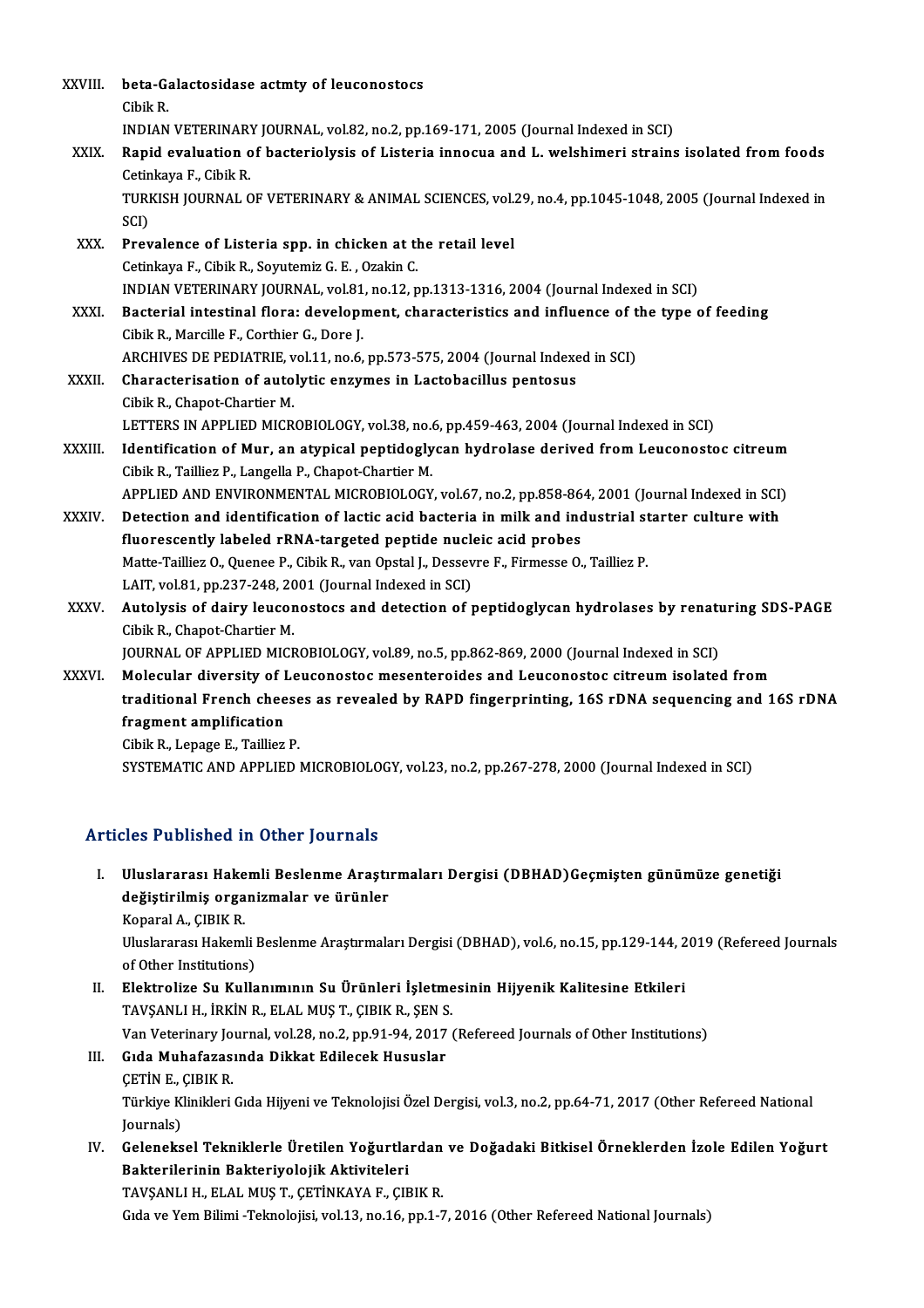XXVIII. **beta-Galactosidase actmty of leuconostocs**
Cibik R.
INDIAN VETERINARY JOURNAL, vol.82, no.2, pp.169-171, 2005 (Journal Indexed in SCI)

XXIX. **Rapid evaluation of bacteriolysis of Listeria innocua and L. welshimeri strains isolated from foods**
Cetinkaya F., Cibik R.
TURKISH JOURNAL OF VETERINARY & ANIMAL SCIENCES, vol.29, no.4, pp.1045-1048, 2005 (Journal Indexed in SCI)

XXX. **Prevalence of Listeria spp. in chicken at the retail level**
Cetinkaya F., Cibik R., Soyutemiz G. E. , Ozakin C.
INDIAN VETERINARY JOURNAL, vol.81, no.12, pp.1313-1316, 2004 (Journal Indexed in SCI)

XXXI. **Bacterial intestinal flora: development, characteristics and influence of the type of feeding**
Cibik R., Marcille F., Corthier G., Dore J.
ARCHIVES DE PEDIATRIE, vol.11, no.6, pp.573-575, 2004 (Journal Indexed in SCI)

XXXII. **Characterisation of autolytic enzymes in Lactobacillus pentosus**
Cibik R., Chapot-Chartier M.
LETTERS IN APPLIED MICROBIOLOGY, vol.38, no.6, pp.459-463, 2004 (Journal Indexed in SCI)

XXXIII. **Identification of Mur, an atypical peptidoglycan hydrolase derived from Leuconostoc citreum**
Cibik R., Tailliez P., Langella P., Chapot-Chartier M.
APPLIED AND ENVIRONMENTAL MICROBIOLOGY, vol.67, no.2, pp.858-864, 2001 (Journal Indexed in SCI)

XXXIV. **Detection and identification of lactic acid bacteria in milk and industrial starter culture with fluorescently labeled rRNA-targeted peptide nucleic acid probes**
Matte-Tailliez O., Quenee P., Cibik R., van Opstal J., Dessevre F., Firmesse O., Tailliez P.
LAIT, vol.81, pp.237-248, 2001 (Journal Indexed in SCI)

XXXV. **Autolysis of dairy leuconostocs and detection of peptidoglycan hydrolases by renaturing SDS-PAGE**
Cibik R., Chapot-Chartier M.
JOURNAL OF APPLIED MICROBIOLOGY, vol.89, no.5, pp.862-869, 2000 (Journal Indexed in SCI)

XXXVI. **Molecular diversity of Leuconostoc mesenteroides and Leuconostoc citreum isolated from traditional French cheeses as revealed by RAPD fingerprinting, 16S rDNA sequencing and 16S rDNA fragment amplification**
Cibik R., Lepage E., Tailliez P.
SYSTEMATIC AND APPLIED MICROBIOLOGY, vol.23, no.2, pp.267-278, 2000 (Journal Indexed in SCI)

## Articles Published in Other Journals

I. **Uluslararası Hakemli Beslenme Araştırmaları Dergisi (DBHAD)Geçmişten günümüze genetiği değiştirilmiş organizmalar ve ürünler**
Koparal A., ÇIBIK R.
Uluslararası Hakemli Beslenme Araştırmaları Dergisi (DBHAD), vol.6, no.15, pp.129-144, 2019 (Refereed Journals of Other Institutions)

II. **Elektrolize Su Kullanımının Su Ürünleri İşletmesinin Hijyenik Kalitesine Etkileri**
TAVŞANLI H., İRKİN R., ELAL MUŞ T., ÇIBIK R., ŞEN S.
Van Veterinary Journal, vol.28, no.2, pp.91-94, 2017 (Refereed Journals of Other Institutions)

III. **Gıda Muhafazasında Dikkat Edilecek Hususlar**
ÇETİN E., ÇIBIK R.
Türkiye Klinikleri Gıda Hijyeni ve Teknolojisi Özel Dergisi, vol.3, no.2, pp.64-71, 2017 (Other Refereed National Journals)

IV. **Geleneksel Tekniklerle Üretilen Yoğurtlardan ve Doğadaki Bitkisel Örneklerden İzole Edilen Yoğurt Bakterilerinin Bakteriyolojik Aktiviteleri**
TAVŞANLI H., ELAL MUŞ T., ÇETİNKAYA F., ÇIBIK R.
Gıda ve Yem Bilimi -Teknolojisi, vol.13, no.16, pp.1-7, 2016 (Other Refereed National Journals)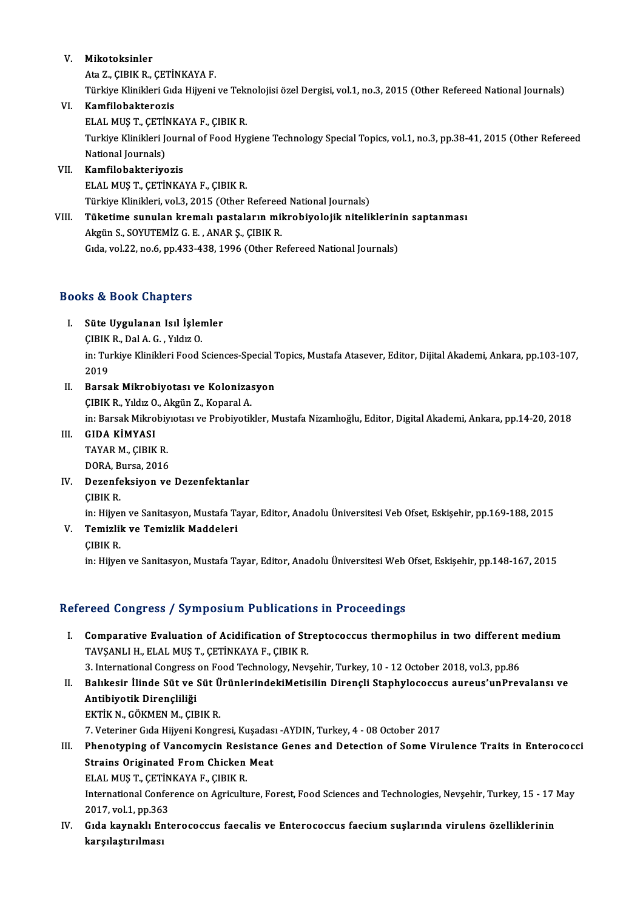V. **Mikotoksinler**
   Ata Z., ÇIBIK R., ÇETİNKAYA F.
   Türkiye Klinikleri Gıda Hijyeni ve Teknolojisi özel Dergisi, vol.1, no.3, 2015 (Other Refereed National Journals)

VI. **Kamfilobakterozis**
   ELAL MUŞ T., ÇETİNKAYA F., ÇIBIK R.
   Turkiye Klinikleri Journal of Food Hygiene Technology Special Topics, vol.1, no.3, pp.38-41, 2015 (Other Refereed National Journals)

VII. **Kamfilobakteriyozis**
   ELAL MUŞ T., ÇETİNKAYA F., ÇIBIK R.
   Türkiye Klinikleri, vol.3, 2015 (Other Refereed National Journals)

VIII. **Tüketime sunulan kremalı pastaların mikrobiyolojik niteliklerinin saptanması**
   Akgün S., SOYUTEMİZ G. E. , ANAR Ş., ÇIBIK R.
   Gıda, vol.22, no.6, pp.433-438, 1996 (Other Refereed National Journals)

## Books & Book Chapters

I. **Süte Uygulanan Isıl İşlemler**
   ÇIBIK R., Dal A. G. , Yıldız O.
   in: Turkiye Klinikleri Food Sciences-Special Topics, Mustafa Atasever, Editor, Dijital Akademi, Ankara, pp.103-107, 2019

II. **Barsak Mikrobiyotası ve Kolonizasyon**
   ÇIBIK R., Yıldız O., Akgün Z., Koparal A.
   in: Barsak Mikrobiyıotası ve Probiyotikler, Mustafa Nizamlıoğlu, Editor, Digital Akademi, Ankara, pp.14-20, 2018

III. **GIDA KİMYASI**
   TAYAR M., ÇIBIK R.
   DORA, Bursa, 2016

IV. **Dezenfeksiyon ve Dezenfektanlar**
   ÇIBIK R.
   in: Hijyen ve Sanitasyon, Mustafa Tayar, Editor, Anadolu Üniversitesi Veb Ofset, Eskişehir, pp.169-188, 2015

V. **Temizlik ve Temizlik Maddeleri**
   ÇIBIK R.
   in: Hijyen ve Sanitasyon, Mustafa Tayar, Editor, Anadolu Üniversitesi Web Ofset, Eskişehir, pp.148-167, 2015

## Refereed Congress / Symposium Publications in Proceedings

I. **Comparative Evaluation of Acidification of Streptococcus thermophilus in two different medium**
   TAVŞANLI H., ELAL MUŞ T., ÇETİNKAYA F., ÇIBIK R.
   3. International Congress on Food Technology, Nevşehir, Turkey, 10 - 12 October 2018, vol.3, pp.86

II. **Balıkesir İlinde Süt ve Süt ÜrünlerindekiMetisilin Dirençli Staphylococcus aureus'unPrevalansı ve Antibiyotik Dirençliliği**
   EKTİK N., GÖKMEN M., ÇIBIK R.
   7. Veteriner Gıda Hijyeni Kongresi, Kuşadası -AYDIN, Turkey, 4 - 08 October 2017

III. **Phenotyping of Vancomycin Resistance Genes and Detection of Some Virulence Traits in Enterococci Strains Originated From Chicken Meat**
   ELAL MUŞ T., ÇETİNKAYA F., ÇIBIK R.
   International Conference on Agriculture, Forest, Food Sciences and Technologies, Nevşehir, Turkey, 15 - 17 May 2017, vol.1, pp.363

IV. **Gıda kaynaklı Enterococcus faecalis ve Enterococcus faecium suşlarında virulens özelliklerinin karşılaştırılması**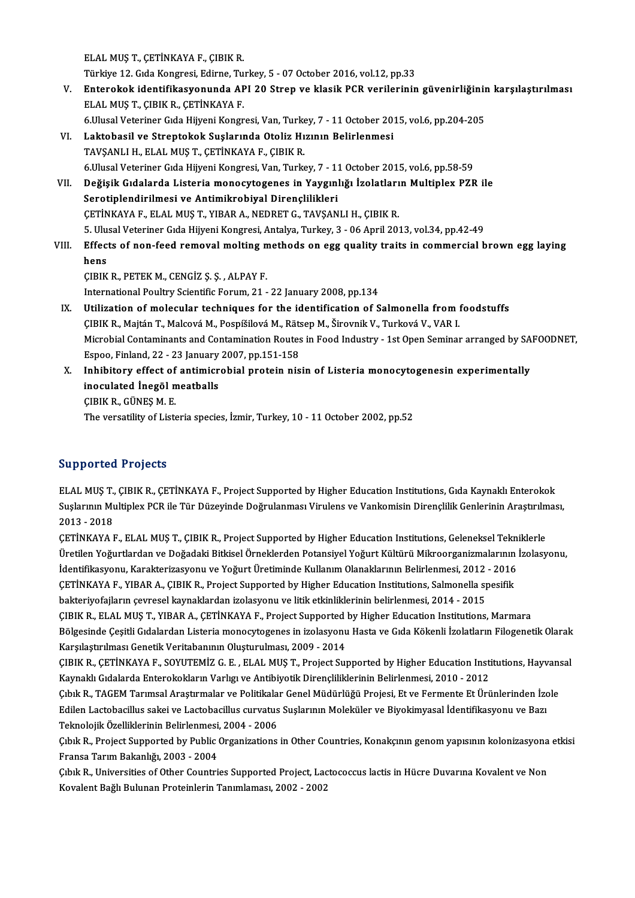ELAL MUŞ T., ÇETİNKAYA F., ÇIBIK R.
Türkiye 12. Gıda Kongresi, Edirne, Turkey, 5 - 07 October 2016, vol.12, pp.33

V. **Enterokok identifikasyonunda API 20 Strep ve klasik PCR verilerinin güvenirliğinin karşılaştırılması**
ELAL MUŞ T., ÇIBIK R., ÇETİNKAYA F.
6.Ulusal Veteriner Gıda Hijyeni Kongresi, Van, Turkey, 7 - 11 October 2015, vol.6, pp.204-205

VI. **Laktobasil ve Streptokok Suşlarında Otoliz Hızının Belirlenmesi**
TAVŞANLI H., ELAL MUŞ T., ÇETİNKAYA F., ÇIBIK R.
6.Ulusal Veteriner Gıda Hijyeni Kongresi, Van, Turkey, 7 - 11 October 2015, vol.6, pp.58-59

VII. **Değişik Gıdalarda Listeria monocytogenes in Yaygınlığı İzolatların Multiplex PZR ile Serotiplendirilmesi ve Antimikrobiyal Dirençlilikleri**
ÇETİNKAYA F., ELAL MUŞ T., YIBAR A., NEDRET G., TAVŞANLI H., ÇIBIK R.
5. Ulusal Veteriner Gıda Hijyeni Kongresi, Antalya, Turkey, 3 - 06 April 2013, vol.34, pp.42-49

VIII. **Effects of non-feed removal molting methods on egg quality traits in commercial brown egg laying hens**
ÇIBIK R., PETEK M., CENGİZ Ş. Ş. , ALPAY F.
International Poultry Scientific Forum, 21 - 22 January 2008, pp.134

IX. **Utilization of molecular techniques for the identification of Salmonella from foodstuffs**
ÇIBIK R., Majtán T., Malcová M., Pospíšilová M., Rätsep M., Širovnik V., Turková V., VAR I.
Microbial Contaminants and Contamination Routes in Food Industry - 1st Open Seminar arranged by SAFOODNET, Espoo, Finland, 22 - 23 January 2007, pp.151-158

X. **Inhibitory effect of antimicrobial protein nisin of Listeria monocytogenesin experimentally inoculated İnegöl meatballs**
ÇIBIK R., GÜNEŞ M. E.
The versatility of Listeria species, İzmir, Turkey, 10 - 11 October 2002, pp.52

## Supported Projects

ELAL MUŞ T., ÇIBIK R., ÇETİNKAYA F., Project Supported by Higher Education Institutions, Gıda Kaynaklı Enterokok Suşlarının Multiplex PCR ile Tür Düzeyinde Doğrulanması Virulens ve Vankomisin Dirençlilik Genlerinin Araştırılması, 2013 - 2018

ÇETİNKAYA F., ELAL MUŞ T., ÇIBIK R., Project Supported by Higher Education Institutions, Geleneksel Tekniklerle Üretilen Yoğurtlardan ve Doğadaki Bitkisel Örneklerden Potansiyel Yoğurt Kültürü Mikroorganizmalarının İzolasyonu, İdentifikasyonu, Karakterizasyonu ve Yoğurt Üretiminde Kullanım Olanaklarının Belirlenmesi, 2012 - 2016

ÇETİNKAYA F., YIBAR A., ÇIBIK R., Project Supported by Higher Education Institutions, Salmonella spesifik bakteriyofajların çevresel kaynaklardan izolasyonu ve litik etkinliklerinin belirlenmesi, 2014 - 2015

ÇIBIK R., ELAL MUŞ T., YIBAR A., ÇETİNKAYA F., Project Supported by Higher Education Institutions, Marmara Bölgesinde Çeşitli Gıdalardan Listeria monocytogenes in izolasyonu Hasta ve Gıda Kökenli İzolatların Filogenetik Olarak Karşılaştırılması Genetik Veritabanının Oluşturulması, 2009 - 2014

ÇIBIK R., ÇETİNKAYA F., SOYUTEMİZ G. E. , ELAL MUŞ T., Project Supported by Higher Education Institutions, Hayvansal Kaynaklı Gıdalarda Enterokokların Varlığı ve Antibiyotik Dirençliliklerinin Belirlenmesi, 2010 - 2012

Çıbık R., TAGEM Tarımsal Araştırmalar ve Politikalar Genel Müdürlüğü Projesi, Et ve Fermente Et Ürünlerinden İzole Edilen Lactobacillus sakei ve Lactobacillus curvatus Suşlarının Moleküler ve Biyokimyasal İdentifikasyonu ve Bazı Teknolojik Özelliklerinin Belirlenmesi, 2004 - 2006

Çıbık R., Project Supported by Public Organizations in Other Countries, Konakçının genom yapısının kolonizasyona etkisi Fransa Tarım Bakanlığı, 2003 - 2004

Çıbık R., Universities of Other Countries Supported Project, Lactococcus lactis in Hücre Duvarına Kovalent ve Non Kovalent Bağlı Bulunan Proteinlerin Tanımlaması, 2002 - 2002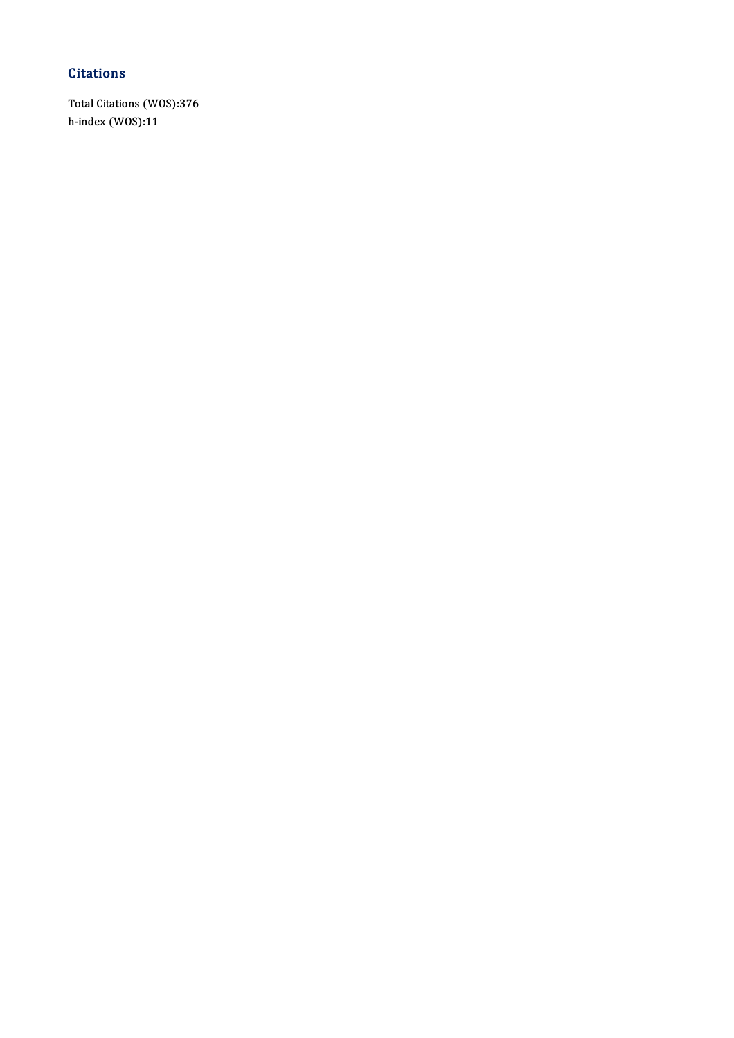## Citations

Total Citations (WOS):376
h-index (WOS):11